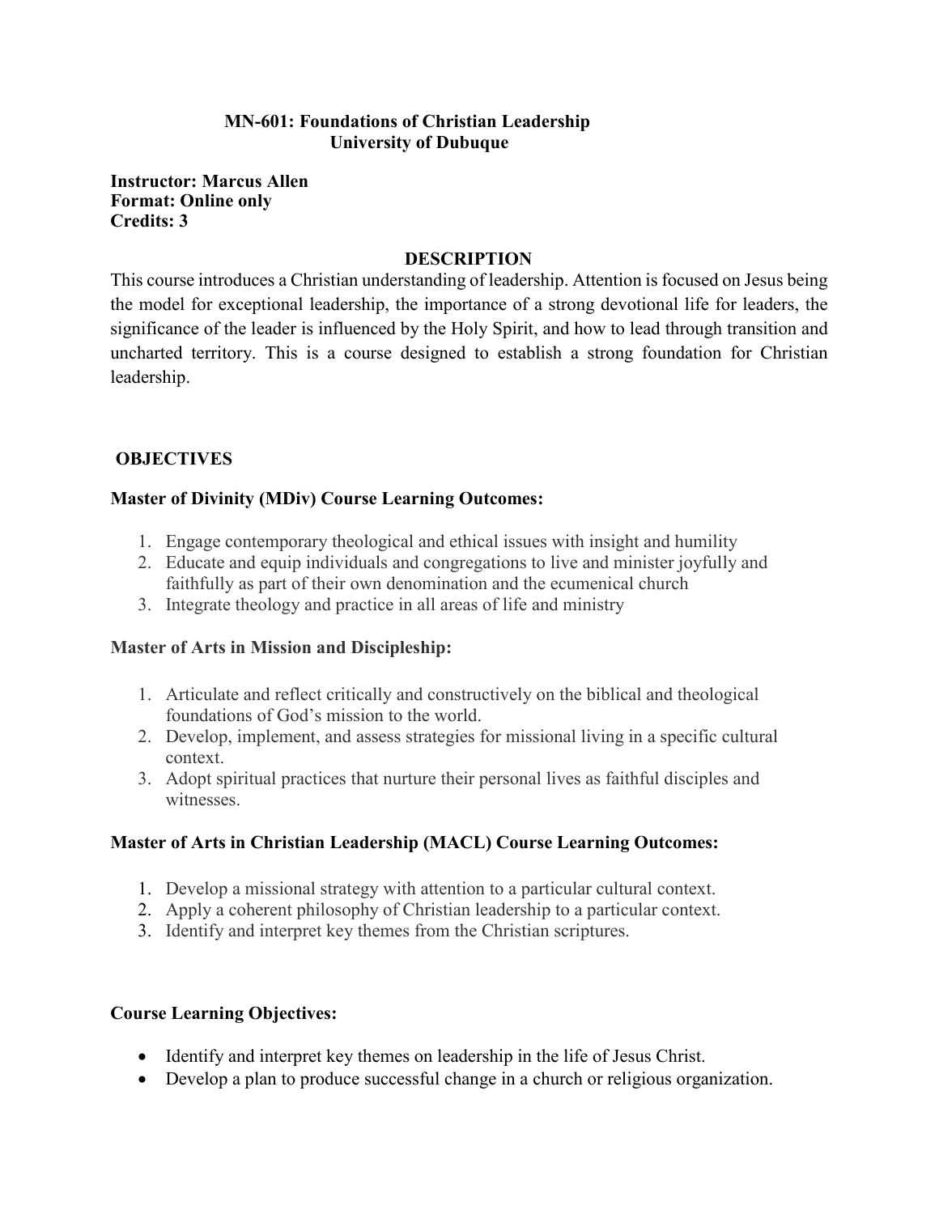# MN-601: Foundations of Christian Leadership
## University of Dubuque

**Instructor: Marcus Allen**
**Format: Online only**
**Credits: 3**

## DESCRIPTION

This course introduces a Christian understanding of leadership. Attention is focused on Jesus being the model for exceptional leadership, the importance of a strong devotional life for leaders, the significance of the leader is influenced by the Holy Spirit, and how to lead through transition and uncharted territory. This is a course designed to establish a strong foundation for Christian leadership.

## OBJECTIVES

### Master of Divinity (MDiv) Course Learning Outcomes:

1. Engage contemporary theological and ethical issues with insight and humility
2. Educate and equip individuals and congregations to live and minister joyfully and faithfully as part of their own denomination and the ecumenical church
3. Integrate theology and practice in all areas of life and ministry

### Master of Arts in Mission and Discipleship:

1. Articulate and reflect critically and constructively on the biblical and theological foundations of God's mission to the world.
2. Develop, implement, and assess strategies for missional living in a specific cultural context.
3. Adopt spiritual practices that nurture their personal lives as faithful disciples and witnesses.

### Master of Arts in Christian Leadership (MACL) Course Learning Outcomes:

1. Develop a missional strategy with attention to a particular cultural context.
2. Apply a coherent philosophy of Christian leadership to a particular context.
3. Identify and interpret key themes from the Christian scriptures.

### Course Learning Objectives:

- Identify and interpret key themes on leadership in the life of Jesus Christ.
- Develop a plan to produce successful change in a church or religious organization.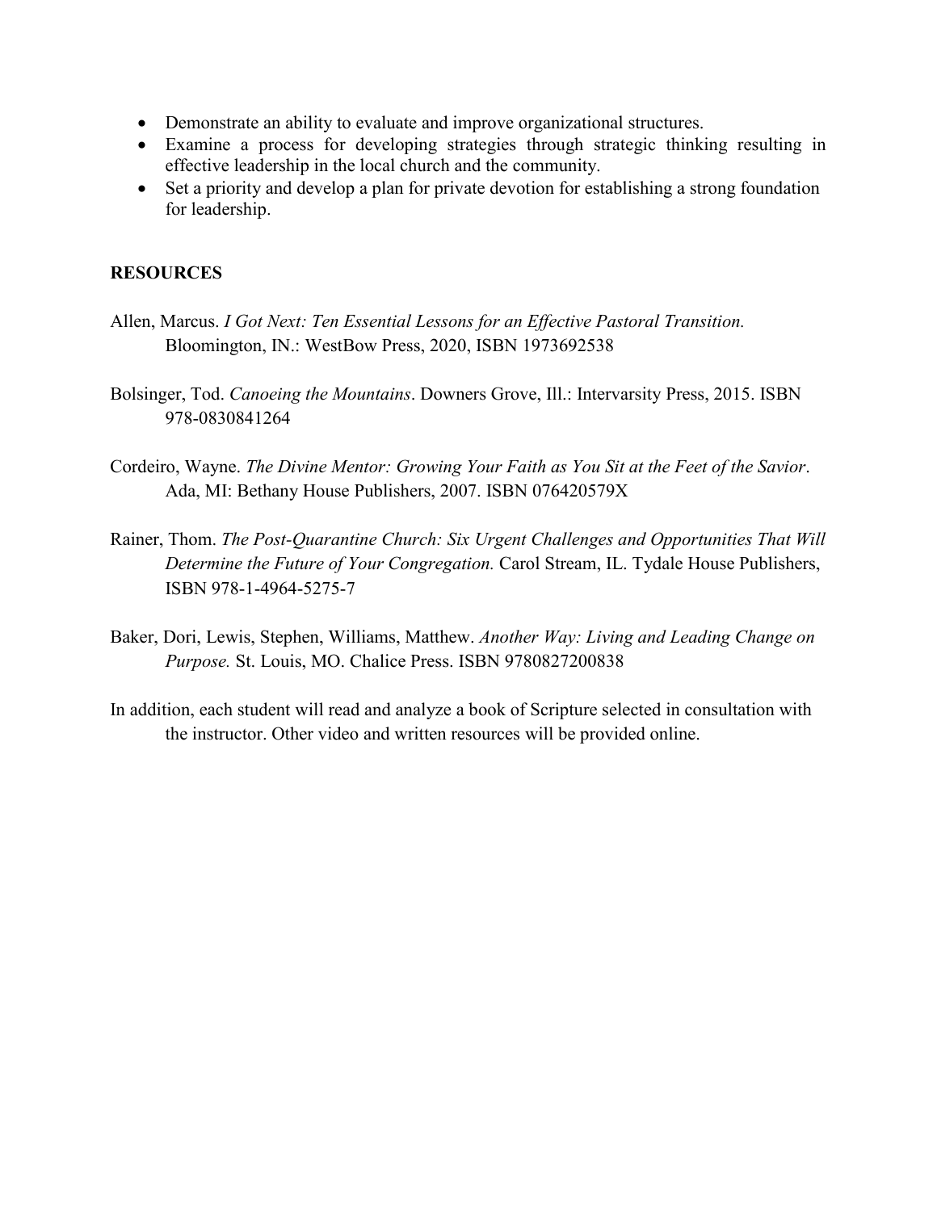- Demonstrate an ability to evaluate and improve organizational structures.
- Examine a process for developing strategies through strategic thinking resulting in effective leadership in the local church and the community.
- Set a priority and develop a plan for private devotion for establishing a strong foundation for leadership.

**RESOURCES**

Allen, Marcus. *I Got Next: Ten Essential Lessons for an Effective Pastoral Transition.* Bloomington, IN.: WestBow Press, 2020, ISBN 1973692538

Bolsinger, Tod. *Canoeing the Mountains*. Downers Grove, Ill.: Intervarsity Press, 2015. ISBN 978-0830841264

Cordeiro, Wayne. *The Divine Mentor: Growing Your Faith as You Sit at the Feet of the Savior*. Ada, MI: Bethany House Publishers, 2007. ISBN 076420579X

Rainer, Thom. *The Post-Quarantine Church: Six Urgent Challenges and Opportunities That Will Determine the Future of Your Congregation.* Carol Stream, IL. Tydale House Publishers, ISBN 978-1-4964-5275-7

Baker, Dori, Lewis, Stephen, Williams, Matthew. *Another Way: Living and Leading Change on Purpose.* St. Louis, MO. Chalice Press. ISBN 9780827200838

In addition, each student will read and analyze a book of Scripture selected in consultation with the instructor. Other video and written resources will be provided online.